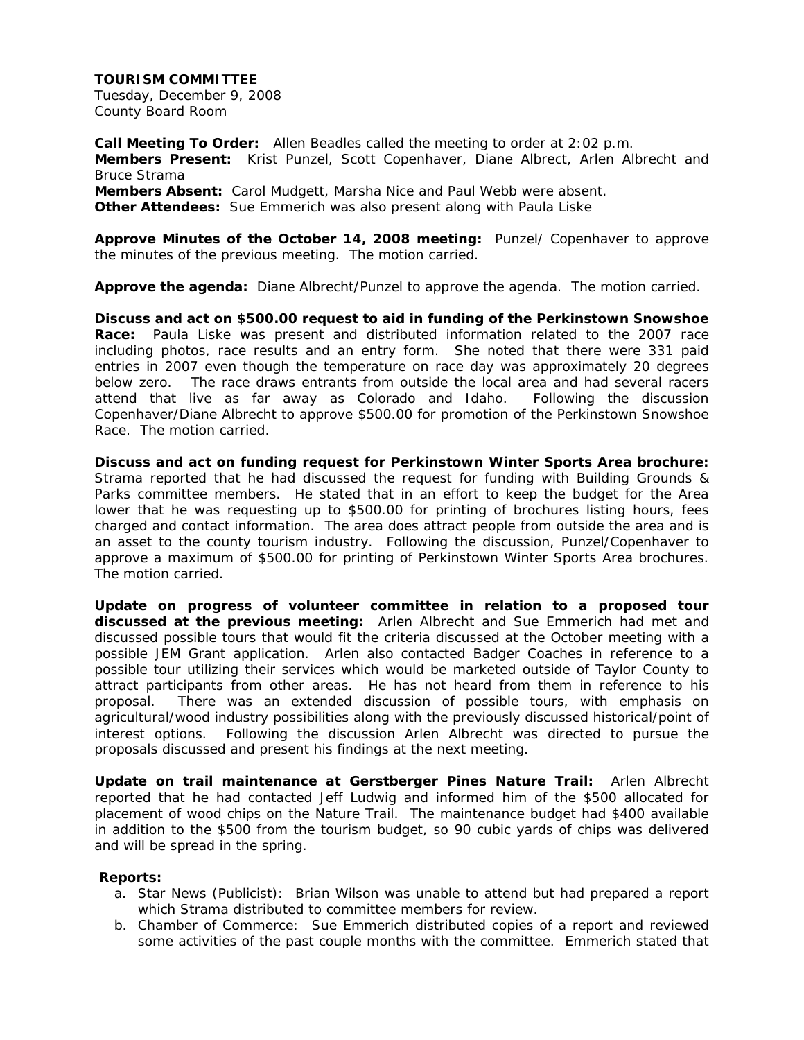**TOURISM COMMITTEE**
Tuesday, December 9, 2008
County Board Room

**Call Meeting To Order:** Allen Beadles called the meeting to order at 2:02 p.m.
**Members Present:** Krist Punzel, Scott Copenhaver, Diane Albrect, Arlen Albrecht and Bruce Strama
**Members Absent:** Carol Mudgett, Marsha Nice and Paul Webb were absent.
**Other Attendees:** Sue Emmerich was also present along with Paula Liske

**Approve Minutes of the October 14, 2008 meeting:** Punzel/ Copenhaver to approve the minutes of the previous meeting. The motion carried.

**Approve the agenda:** Diane Albrecht/Punzel to approve the agenda. The motion carried.

**Discuss and act on $500.00 request to aid in funding of the Perkinstown Snowshoe Race:** Paula Liske was present and distributed information related to the 2007 race including photos, race results and an entry form. She noted that there were 331 paid entries in 2007 even though the temperature on race day was approximately 20 degrees below zero. The race draws entrants from outside the local area and had several racers attend that live as far away as Colorado and Idaho. Following the discussion Copenhaver/Diane Albrecht to approve $500.00 for promotion of the Perkinstown Snowshoe Race. The motion carried.

**Discuss and act on funding request for Perkinstown Winter Sports Area brochure:** Strama reported that he had discussed the request for funding with Building Grounds & Parks committee members. He stated that in an effort to keep the budget for the Area lower that he was requesting up to $500.00 for printing of brochures listing hours, fees charged and contact information. The area does attract people from outside the area and is an asset to the county tourism industry. Following the discussion, Punzel/Copenhaver to approve a maximum of $500.00 for printing of Perkinstown Winter Sports Area brochures. The motion carried.

**Update on progress of volunteer committee in relation to a proposed tour discussed at the previous meeting:** Arlen Albrecht and Sue Emmerich had met and discussed possible tours that would fit the criteria discussed at the October meeting with a possible JEM Grant application. Arlen also contacted Badger Coaches in reference to a possible tour utilizing their services which would be marketed outside of Taylor County to attract participants from other areas. He has not heard from them in reference to his proposal. There was an extended discussion of possible tours, with emphasis on agricultural/wood industry possibilities along with the previously discussed historical/point of interest options. Following the discussion Arlen Albrecht was directed to pursue the proposals discussed and present his findings at the next meeting.

**Update on trail maintenance at Gerstberger Pines Nature Trail:** Arlen Albrecht reported that he had contacted Jeff Ludwig and informed him of the $500 allocated for placement of wood chips on the Nature Trail. The maintenance budget had $400 available in addition to the $500 from the tourism budget, so 90 cubic yards of chips was delivered and will be spread in the spring.

**Reports:**

a. Star News (Publicist): Brian Wilson was unable to attend but had prepared a report which Strama distributed to committee members for review.
b. Chamber of Commerce: Sue Emmerich distributed copies of a report and reviewed some activities of the past couple months with the committee. Emmerich stated that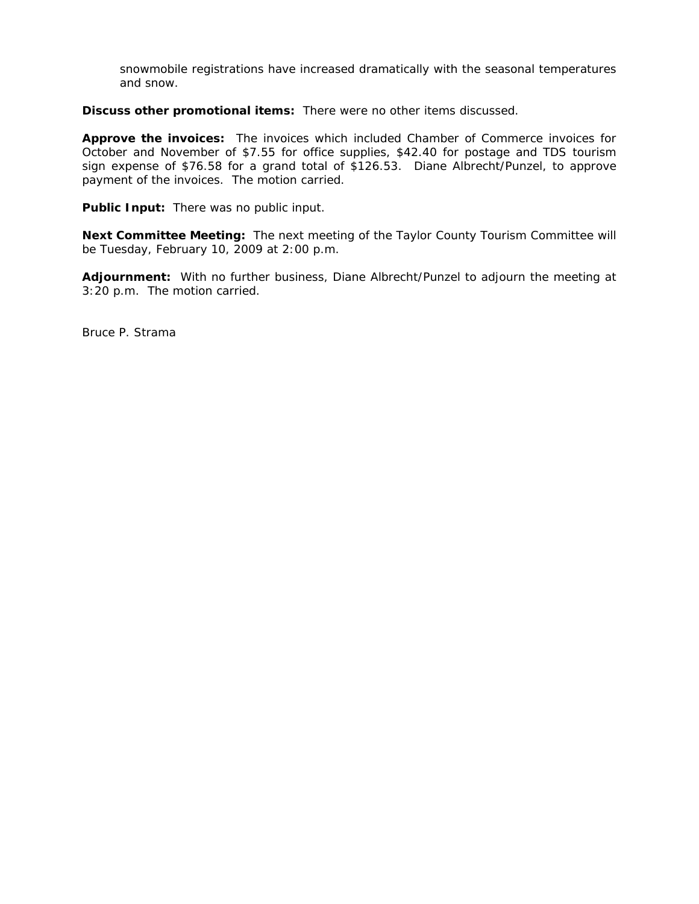snowmobile registrations have increased dramatically with the seasonal temperatures and snow.

**Discuss other promotional items:** There were no other items discussed.

**Approve the invoices:** The invoices which included Chamber of Commerce invoices for October and November of $7.55 for office supplies, $42.40 for postage and TDS tourism sign expense of $76.58 for a grand total of $126.53. Diane Albrecht/Punzel, to approve payment of the invoices. The motion carried.

**Public Input:** There was no public input.

**Next Committee Meeting:** The next meeting of the Taylor County Tourism Committee will be Tuesday, February 10, 2009 at 2:00 p.m.

**Adjournment:** With no further business, Diane Albrecht/Punzel to adjourn the meeting at 3:20 p.m. The motion carried.

Bruce P. Strama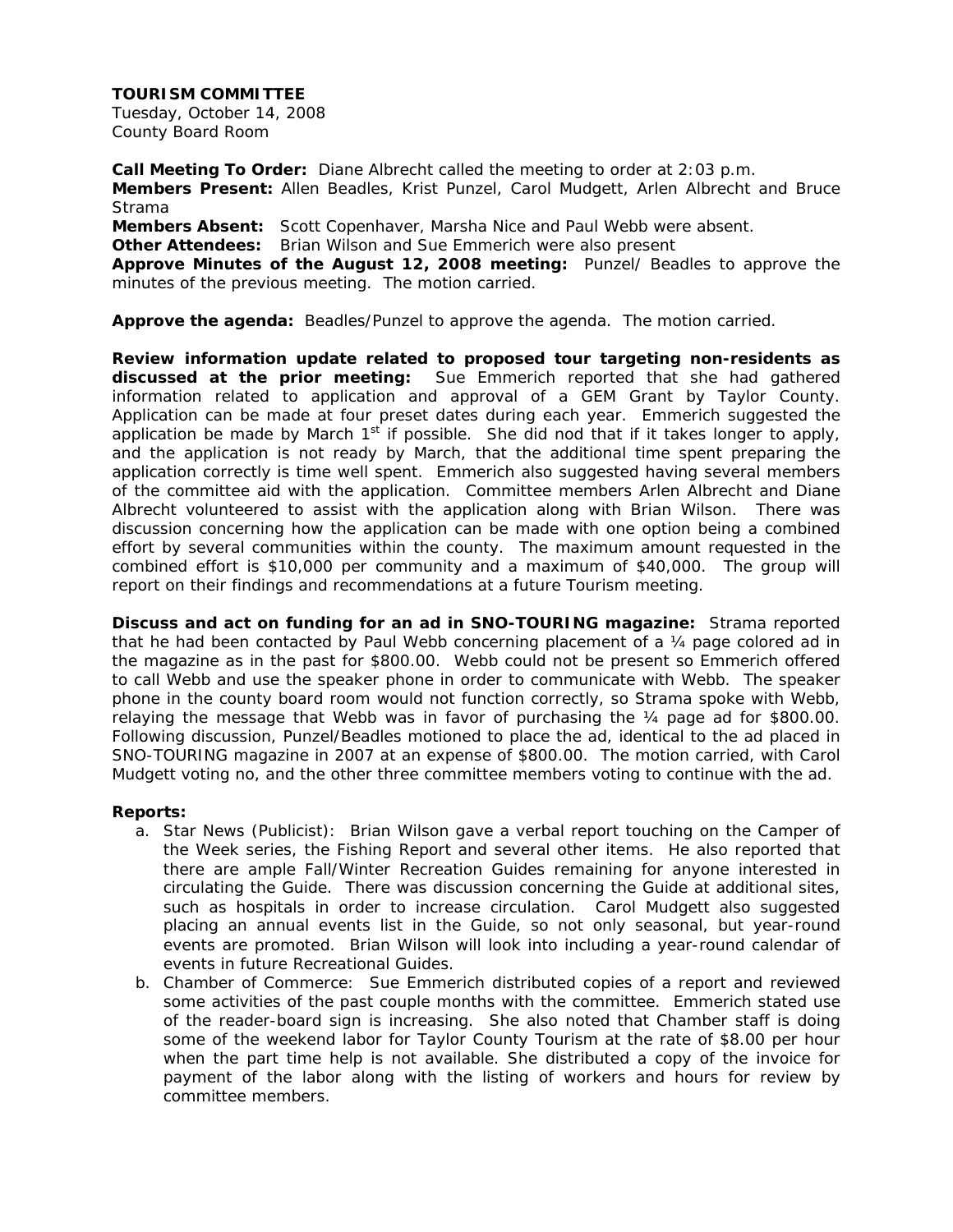**TOURISM COMMITTEE**
Tuesday, October 14, 2008
County Board Room

**Call Meeting To Order:** Diane Albrecht called the meeting to order at 2:03 p.m.
**Members Present:** Allen Beadles, Krist Punzel, Carol Mudgett, Arlen Albrecht and Bruce Strama
**Members Absent:** Scott Copenhaver, Marsha Nice and Paul Webb were absent.
**Other Attendees:** Brian Wilson and Sue Emmerich were also present
**Approve Minutes of the August 12, 2008 meeting:** Punzel/ Beadles to approve the minutes of the previous meeting. The motion carried.

**Approve the agenda:** Beadles/Punzel to approve the agenda. The motion carried.

**Review information update related to proposed tour targeting non-residents as discussed at the prior meeting:** Sue Emmerich reported that she had gathered information related to application and approval of a GEM Grant by Taylor County. Application can be made at four preset dates during each year. Emmerich suggested the application be made by March 1st if possible. She did nod that if it takes longer to apply, and the application is not ready by March, that the additional time spent preparing the application correctly is time well spent. Emmerich also suggested having several members of the committee aid with the application. Committee members Arlen Albrecht and Diane Albrecht volunteered to assist with the application along with Brian Wilson. There was discussion concerning how the application can be made with one option being a combined effort by several communities within the county. The maximum amount requested in the combined effort is $10,000 per community and a maximum of $40,000. The group will report on their findings and recommendations at a future Tourism meeting.

**Discuss and act on funding for an ad in SNO-TOURING magazine:** Strama reported that he had been contacted by Paul Webb concerning placement of a ¼ page colored ad in the magazine as in the past for $800.00. Webb could not be present so Emmerich offered to call Webb and use the speaker phone in order to communicate with Webb. The speaker phone in the county board room would not function correctly, so Strama spoke with Webb, relaying the message that Webb was in favor of purchasing the ¼ page ad for $800.00. Following discussion, Punzel/Beadles motioned to place the ad, identical to the ad placed in SNO-TOURING magazine in 2007 at an expense of $800.00. The motion carried, with Carol Mudgett voting no, and the other three committee members voting to continue with the ad.

**Reports:**

a. Star News (Publicist): Brian Wilson gave a verbal report touching on the Camper of the Week series, the Fishing Report and several other items. He also reported that there are ample Fall/Winter Recreation Guides remaining for anyone interested in circulating the Guide. There was discussion concerning the Guide at additional sites, such as hospitals in order to increase circulation. Carol Mudgett also suggested placing an annual events list in the Guide, so not only seasonal, but year-round events are promoted. Brian Wilson will look into including a year-round calendar of events in future Recreational Guides.
b. Chamber of Commerce: Sue Emmerich distributed copies of a report and reviewed some activities of the past couple months with the committee. Emmerich stated use of the reader-board sign is increasing. She also noted that Chamber staff is doing some of the weekend labor for Taylor County Tourism at the rate of $8.00 per hour when the part time help is not available. She distributed a copy of the invoice for payment of the labor along with the listing of workers and hours for review by committee members.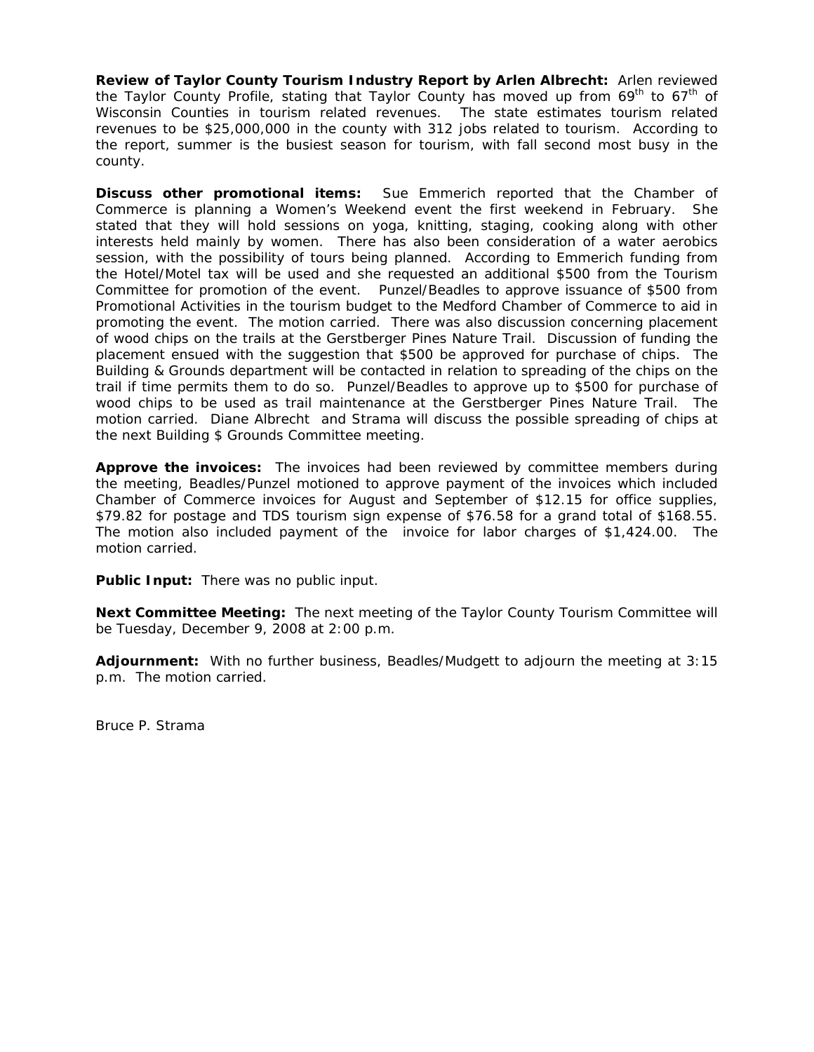**Review of Taylor County Tourism Industry Report by Arlen Albrecht:** Arlen reviewed the Taylor County Profile, stating that Taylor County has moved up from 69th to 67th of Wisconsin Counties in tourism related revenues. The state estimates tourism related revenues to be $25,000,000 in the county with 312 jobs related to tourism. According to the report, summer is the busiest season for tourism, with fall second most busy in the county.

**Discuss other promotional items:** Sue Emmerich reported that the Chamber of Commerce is planning a Women's Weekend event the first weekend in February. She stated that they will hold sessions on yoga, knitting, staging, cooking along with other interests held mainly by women. There has also been consideration of a water aerobics session, with the possibility of tours being planned. According to Emmerich funding from the Hotel/Motel tax will be used and she requested an additional $500 from the Tourism Committee for promotion of the event. Punzel/Beadles to approve issuance of $500 from Promotional Activities in the tourism budget to the Medford Chamber of Commerce to aid in promoting the event. The motion carried. There was also discussion concerning placement of wood chips on the trails at the Gerstberger Pines Nature Trail. Discussion of funding the placement ensued with the suggestion that $500 be approved for purchase of chips. The Building & Grounds department will be contacted in relation to spreading of the chips on the trail if time permits them to do so. Punzel/Beadles to approve up to $500 for purchase of wood chips to be used as trail maintenance at the Gerstberger Pines Nature Trail. The motion carried. Diane Albrecht and Strama will discuss the possible spreading of chips at the next Building $ Grounds Committee meeting.

**Approve the invoices:** The invoices had been reviewed by committee members during the meeting, Beadles/Punzel motioned to approve payment of the invoices which included Chamber of Commerce invoices for August and September of $12.15 for office supplies, $79.82 for postage and TDS tourism sign expense of $76.58 for a grand total of $168.55. The motion also included payment of the invoice for labor charges of $1,424.00. The motion carried.

**Public Input:** There was no public input.

**Next Committee Meeting:** The next meeting of the Taylor County Tourism Committee will be Tuesday, December 9, 2008 at 2:00 p.m.

**Adjournment:** With no further business, Beadles/Mudgett to adjourn the meeting at 3:15 p.m. The motion carried.

Bruce P. Strama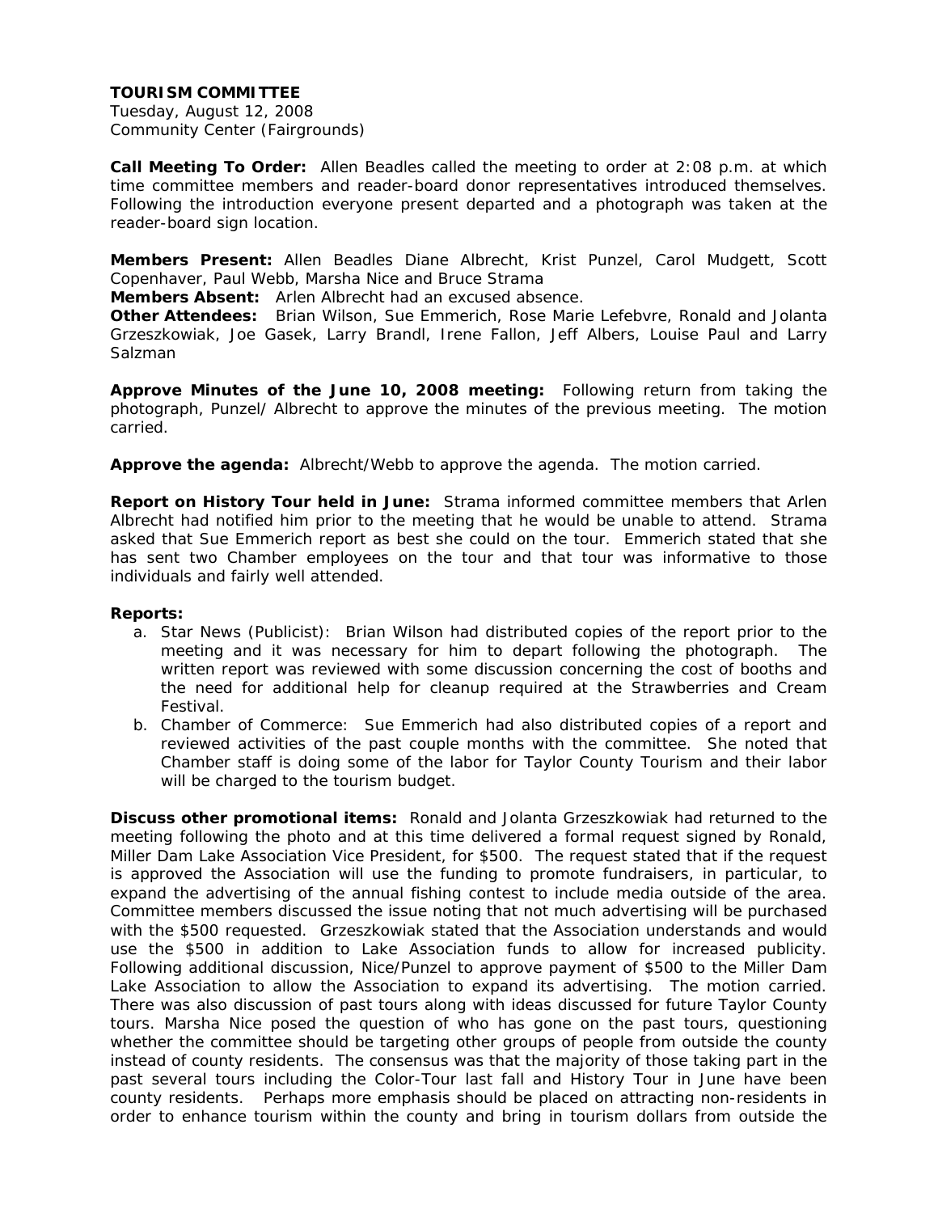**TOURISM COMMITTEE**
Tuesday, August 12, 2008
Community Center (Fairgrounds)

**Call Meeting To Order:** Allen Beadles called the meeting to order at 2:08 p.m. at which time committee members and reader-board donor representatives introduced themselves. Following the introduction everyone present departed and a photograph was taken at the reader-board sign location.

**Members Present:** Allen Beadles Diane Albrecht, Krist Punzel, Carol Mudgett, Scott Copenhaver, Paul Webb, Marsha Nice and Bruce Strama
**Members Absent:** Arlen Albrecht had an excused absence.
**Other Attendees:** Brian Wilson, Sue Emmerich, Rose Marie Lefebvre, Ronald and Jolanta Grzeszkowiak, Joe Gasek, Larry Brandl, Irene Fallon, Jeff Albers, Louise Paul and Larry Salzman

**Approve Minutes of the June 10, 2008 meeting:** Following return from taking the photograph, Punzel/ Albrecht to approve the minutes of the previous meeting. The motion carried.

**Approve the agenda:** Albrecht/Webb to approve the agenda. The motion carried.

**Report on History Tour held in June:** Strama informed committee members that Arlen Albrecht had notified him prior to the meeting that he would be unable to attend. Strama asked that Sue Emmerich report as best she could on the tour. Emmerich stated that she has sent two Chamber employees on the tour and that tour was informative to those individuals and fairly well attended.

**Reports:**

a. Star News (Publicist): Brian Wilson had distributed copies of the report prior to the meeting and it was necessary for him to depart following the photograph. The written report was reviewed with some discussion concerning the cost of booths and the need for additional help for cleanup required at the Strawberries and Cream Festival.
b. Chamber of Commerce: Sue Emmerich had also distributed copies of a report and reviewed activities of the past couple months with the committee. She noted that Chamber staff is doing some of the labor for Taylor County Tourism and their labor will be charged to the tourism budget.

**Discuss other promotional items:** Ronald and Jolanta Grzeszkowiak had returned to the meeting following the photo and at this time delivered a formal request signed by Ronald, Miller Dam Lake Association Vice President, for $500. The request stated that if the request is approved the Association will use the funding to promote fundraisers, in particular, to expand the advertising of the annual fishing contest to include media outside of the area. Committee members discussed the issue noting that not much advertising will be purchased with the $500 requested. Grzeszkowiak stated that the Association understands and would use the $500 in addition to Lake Association funds to allow for increased publicity. Following additional discussion, Nice/Punzel to approve payment of $500 to the Miller Dam Lake Association to allow the Association to expand its advertising. The motion carried. There was also discussion of past tours along with ideas discussed for future Taylor County tours. Marsha Nice posed the question of who has gone on the past tours, questioning whether the committee should be targeting other groups of people from outside the county instead of county residents. The consensus was that the majority of those taking part in the past several tours including the Color-Tour last fall and History Tour in June have been county residents. Perhaps more emphasis should be placed on attracting non-residents in order to enhance tourism within the county and bring in tourism dollars from outside the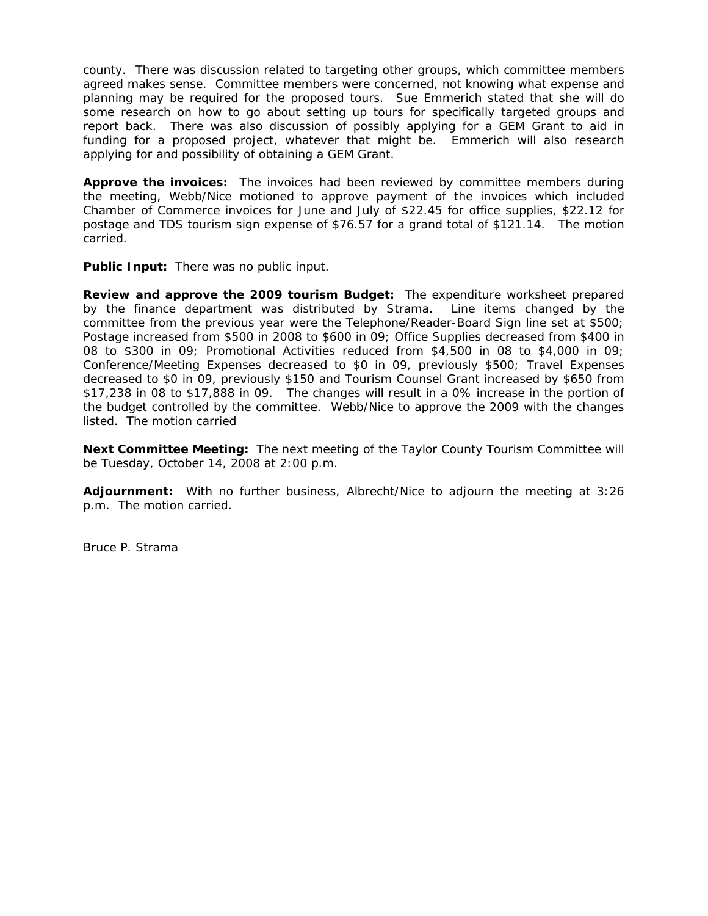county. There was discussion related to targeting other groups, which committee members agreed makes sense. Committee members were concerned, not knowing what expense and planning may be required for the proposed tours. Sue Emmerich stated that she will do some research on how to go about setting up tours for specifically targeted groups and report back. There was also discussion of possibly applying for a GEM Grant to aid in funding for a proposed project, whatever that might be. Emmerich will also research applying for and possibility of obtaining a GEM Grant.

**Approve the invoices:** The invoices had been reviewed by committee members during the meeting, Webb/Nice motioned to approve payment of the invoices which included Chamber of Commerce invoices for June and July of $22.45 for office supplies, $22.12 for postage and TDS tourism sign expense of $76.57 for a grand total of $121.14. The motion carried.

**Public Input:** There was no public input.

**Review and approve the 2009 tourism Budget:** The expenditure worksheet prepared by the finance department was distributed by Strama. Line items changed by the committee from the previous year were the Telephone/Reader-Board Sign line set at $500; Postage increased from $500 in 2008 to $600 in 09; Office Supplies decreased from $400 in 08 to $300 in 09; Promotional Activities reduced from $4,500 in 08 to $4,000 in 09; Conference/Meeting Expenses decreased to $0 in 09, previously $500; Travel Expenses decreased to $0 in 09, previously $150 and Tourism Counsel Grant increased by $650 from $17,238 in 08 to $17,888 in 09. The changes will result in a 0% increase in the portion of the budget controlled by the committee. Webb/Nice to approve the 2009 with the changes listed. The motion carried

**Next Committee Meeting:** The next meeting of the Taylor County Tourism Committee will be Tuesday, October 14, 2008 at 2:00 p.m.

**Adjournment:** With no further business, Albrecht/Nice to adjourn the meeting at 3:26 p.m. The motion carried.

Bruce P. Strama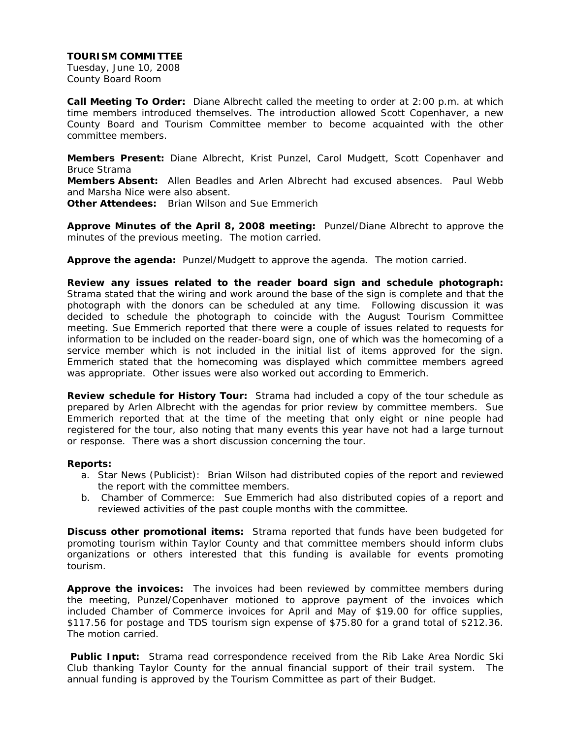**TOURISM COMMITTEE**
Tuesday, June 10, 2008
County Board Room

**Call Meeting To Order:** Diane Albrecht called the meeting to order at 2:00 p.m. at which time members introduced themselves. The introduction allowed Scott Copenhaver, a new County Board and Tourism Committee member to become acquainted with the other committee members.

**Members Present:** Diane Albrecht, Krist Punzel, Carol Mudgett, Scott Copenhaver and Bruce Strama
**Members Absent:** Allen Beadles and Arlen Albrecht had excused absences. Paul Webb and Marsha Nice were also absent.
**Other Attendees:** Brian Wilson and Sue Emmerich

**Approve Minutes of the April 8, 2008 meeting:** Punzel/Diane Albrecht to approve the minutes of the previous meeting. The motion carried.

**Approve the agenda:** Punzel/Mudgett to approve the agenda. The motion carried.

**Review any issues related to the reader board sign and schedule photograph:** Strama stated that the wiring and work around the base of the sign is complete and that the photograph with the donors can be scheduled at any time. Following discussion it was decided to schedule the photograph to coincide with the August Tourism Committee meeting. Sue Emmerich reported that there were a couple of issues related to requests for information to be included on the reader-board sign, one of which was the homecoming of a service member which is not included in the initial list of items approved for the sign. Emmerich stated that the homecoming was displayed which committee members agreed was appropriate. Other issues were also worked out according to Emmerich.

**Review schedule for History Tour:** Strama had included a copy of the tour schedule as prepared by Arlen Albrecht with the agendas for prior review by committee members. Sue Emmerich reported that at the time of the meeting that only eight or nine people had registered for the tour, also noting that many events this year have not had a large turnout or response. There was a short discussion concerning the tour.

**Reports:**

a. Star News (Publicist): Brian Wilson had distributed copies of the report and reviewed the report with the committee members.
b. Chamber of Commerce: Sue Emmerich had also distributed copies of a report and reviewed activities of the past couple months with the committee.

**Discuss other promotional items:** Strama reported that funds have been budgeted for promoting tourism within Taylor County and that committee members should inform clubs organizations or others interested that this funding is available for events promoting tourism.

**Approve the invoices:** The invoices had been reviewed by committee members during the meeting, Punzel/Copenhaver motioned to approve payment of the invoices which included Chamber of Commerce invoices for April and May of $19.00 for office supplies, $117.56 for postage and TDS tourism sign expense of $75.80 for a grand total of $212.36. The motion carried.

**Public Input:** Strama read correspondence received from the Rib Lake Area Nordic Ski Club thanking Taylor County for the annual financial support of their trail system. The annual funding is approved by the Tourism Committee as part of their Budget.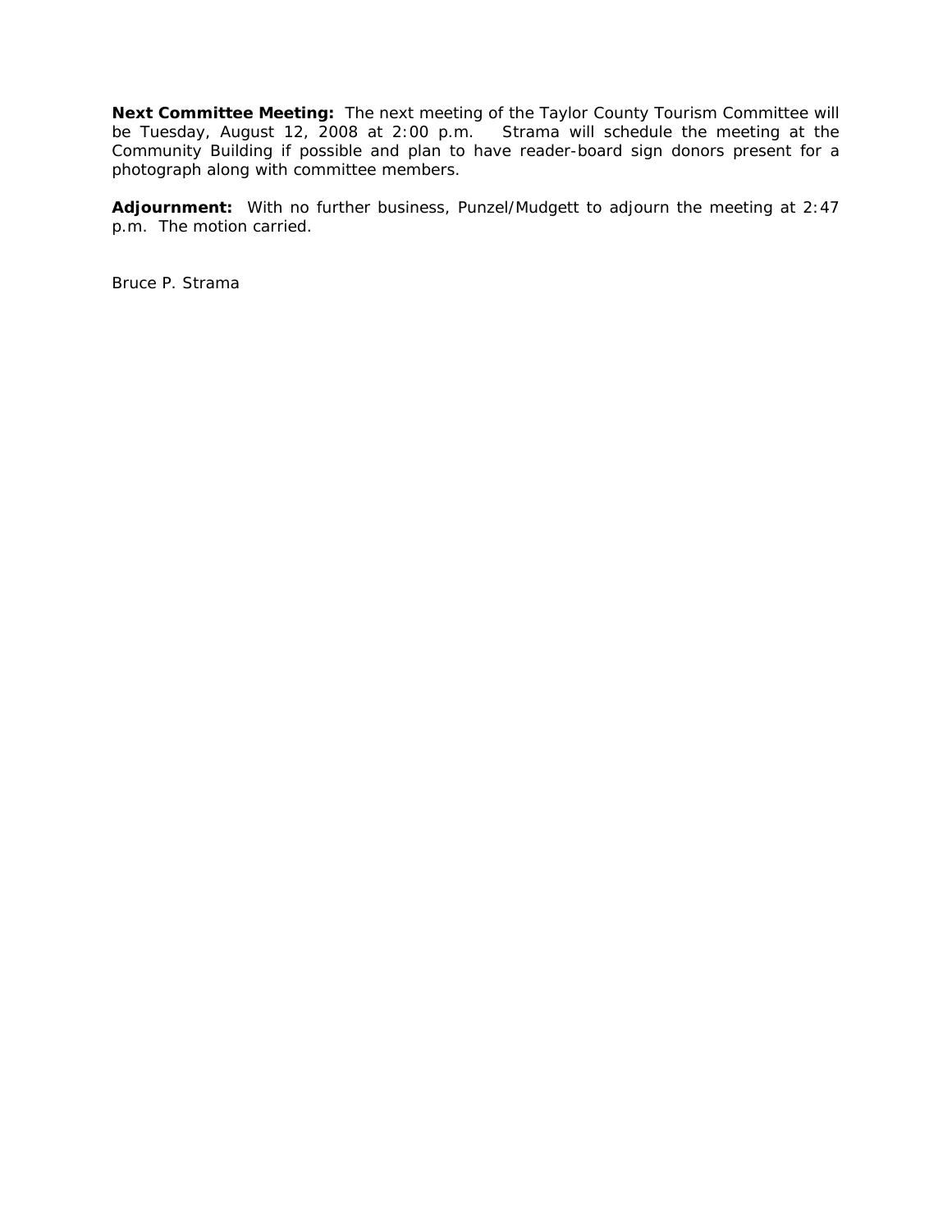**Next Committee Meeting:** The next meeting of the Taylor County Tourism Committee will be Tuesday, August 12, 2008 at 2:00 p.m. Strama will schedule the meeting at the Community Building if possible and plan to have reader-board sign donors present for a photograph along with committee members.

**Adjournment:** With no further business, Punzel/Mudgett to adjourn the meeting at 2:47 p.m. The motion carried.

Bruce P. Strama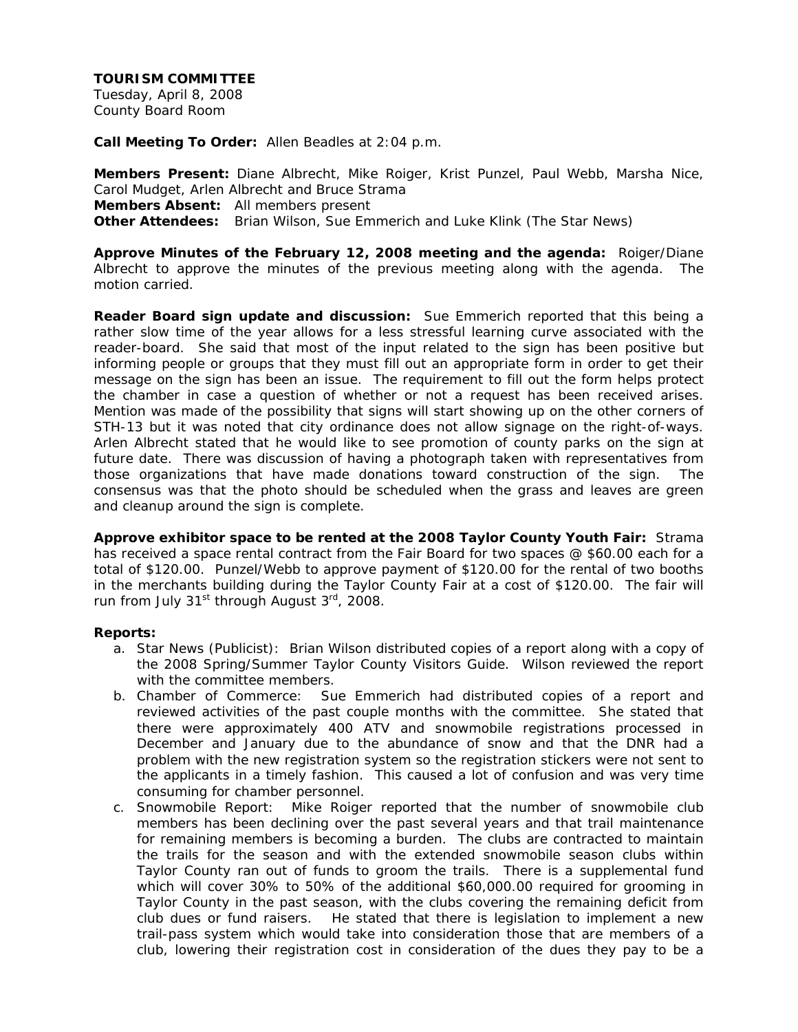**TOURISM COMMITTEE**
Tuesday, April 8, 2008
County Board Room

**Call Meeting To Order:** Allen Beadles at 2:04 p.m.

**Members Present:** Diane Albrecht, Mike Roiger, Krist Punzel, Paul Webb, Marsha Nice, Carol Mudget, Arlen Albrecht and Bruce Strama
**Members Absent:** All members present
**Other Attendees:** Brian Wilson, Sue Emmerich and Luke Klink (The Star News)

**Approve Minutes of the February 12, 2008 meeting and the agenda:** Roiger/Diane Albrecht to approve the minutes of the previous meeting along with the agenda. The motion carried.

**Reader Board sign update and discussion:** Sue Emmerich reported that this being a rather slow time of the year allows for a less stressful learning curve associated with the reader-board. She said that most of the input related to the sign has been positive but informing people or groups that they must fill out an appropriate form in order to get their message on the sign has been an issue. The requirement to fill out the form helps protect the chamber in case a question of whether or not a request has been received arises. Mention was made of the possibility that signs will start showing up on the other corners of STH-13 but it was noted that city ordinance does not allow signage on the right-of-ways. Arlen Albrecht stated that he would like to see promotion of county parks on the sign at future date. There was discussion of having a photograph taken with representatives from those organizations that have made donations toward construction of the sign. The consensus was that the photo should be scheduled when the grass and leaves are green and cleanup around the sign is complete.

**Approve exhibitor space to be rented at the 2008 Taylor County Youth Fair:** Strama has received a space rental contract from the Fair Board for two spaces @ $60.00 each for a total of $120.00. Punzel/Webb to approve payment of $120.00 for the rental of two booths in the merchants building during the Taylor County Fair at a cost of $120.00. The fair will run from July 31st through August 3rd, 2008.

**Reports:**

a. Star News (Publicist): Brian Wilson distributed copies of a report along with a copy of the 2008 Spring/Summer Taylor County Visitors Guide. Wilson reviewed the report with the committee members.
b. Chamber of Commerce: Sue Emmerich had distributed copies of a report and reviewed activities of the past couple months with the committee. She stated that there were approximately 400 ATV and snowmobile registrations processed in December and January due to the abundance of snow and that the DNR had a problem with the new registration system so the registration stickers were not sent to the applicants in a timely fashion. This caused a lot of confusion and was very time consuming for chamber personnel.
c. Snowmobile Report: Mike Roiger reported that the number of snowmobile club members has been declining over the past several years and that trail maintenance for remaining members is becoming a burden. The clubs are contracted to maintain the trails for the season and with the extended snowmobile season clubs within Taylor County ran out of funds to groom the trails. There is a supplemental fund which will cover 30% to 50% of the additional $60,000.00 required for grooming in Taylor County in the past season, with the clubs covering the remaining deficit from club dues or fund raisers. He stated that there is legislation to implement a new trail-pass system which would take into consideration those that are members of a club, lowering their registration cost in consideration of the dues they pay to be a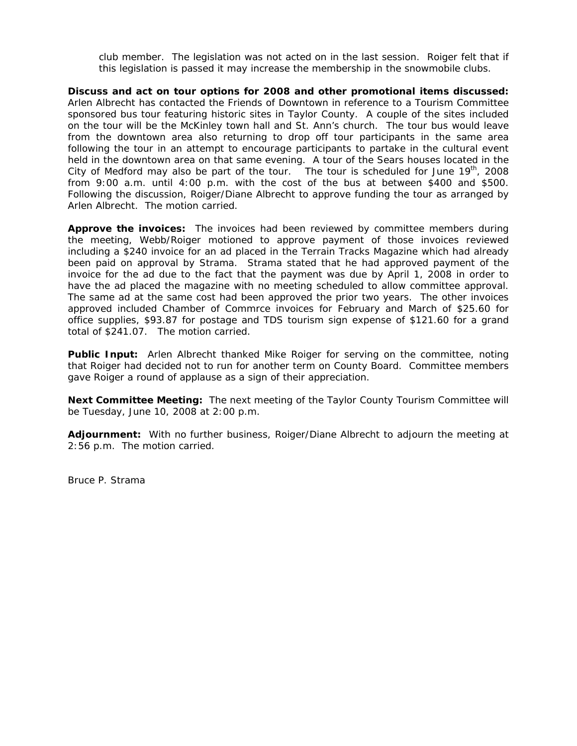club member. The legislation was not acted on in the last session. Roiger felt that if this legislation is passed it may increase the membership in the snowmobile clubs.

**Discuss and act on tour options for 2008 and other promotional items discussed:** Arlen Albrecht has contacted the Friends of Downtown in reference to a Tourism Committee sponsored bus tour featuring historic sites in Taylor County. A couple of the sites included on the tour will be the McKinley town hall and St. Ann's church. The tour bus would leave from the downtown area also returning to drop off tour participants in the same area following the tour in an attempt to encourage participants to partake in the cultural event held in the downtown area on that same evening. A tour of the Sears houses located in the City of Medford may also be part of the tour. The tour is scheduled for June 19th, 2008 from 9:00 a.m. until 4:00 p.m. with the cost of the bus at between $400 and $500. Following the discussion, Roiger/Diane Albrecht to approve funding the tour as arranged by Arlen Albrecht. The motion carried.

**Approve the invoices:** The invoices had been reviewed by committee members during the meeting, Webb/Roiger motioned to approve payment of those invoices reviewed including a $240 invoice for an ad placed in the Terrain Tracks Magazine which had already been paid on approval by Strama. Strama stated that he had approved payment of the invoice for the ad due to the fact that the payment was due by April 1, 2008 in order to have the ad placed the magazine with no meeting scheduled to allow committee approval. The same ad at the same cost had been approved the prior two years. The other invoices approved included Chamber of Commrce invoices for February and March of $25.60 for office supplies, $93.87 for postage and TDS tourism sign expense of $121.60 for a grand total of $241.07. The motion carried.

**Public Input:** Arlen Albrecht thanked Mike Roiger for serving on the committee, noting that Roiger had decided not to run for another term on County Board. Committee members gave Roiger a round of applause as a sign of their appreciation.

**Next Committee Meeting:** The next meeting of the Taylor County Tourism Committee will be Tuesday, June 10, 2008 at 2:00 p.m.

**Adjournment:** With no further business, Roiger/Diane Albrecht to adjourn the meeting at 2:56 p.m. The motion carried.

Bruce P. Strama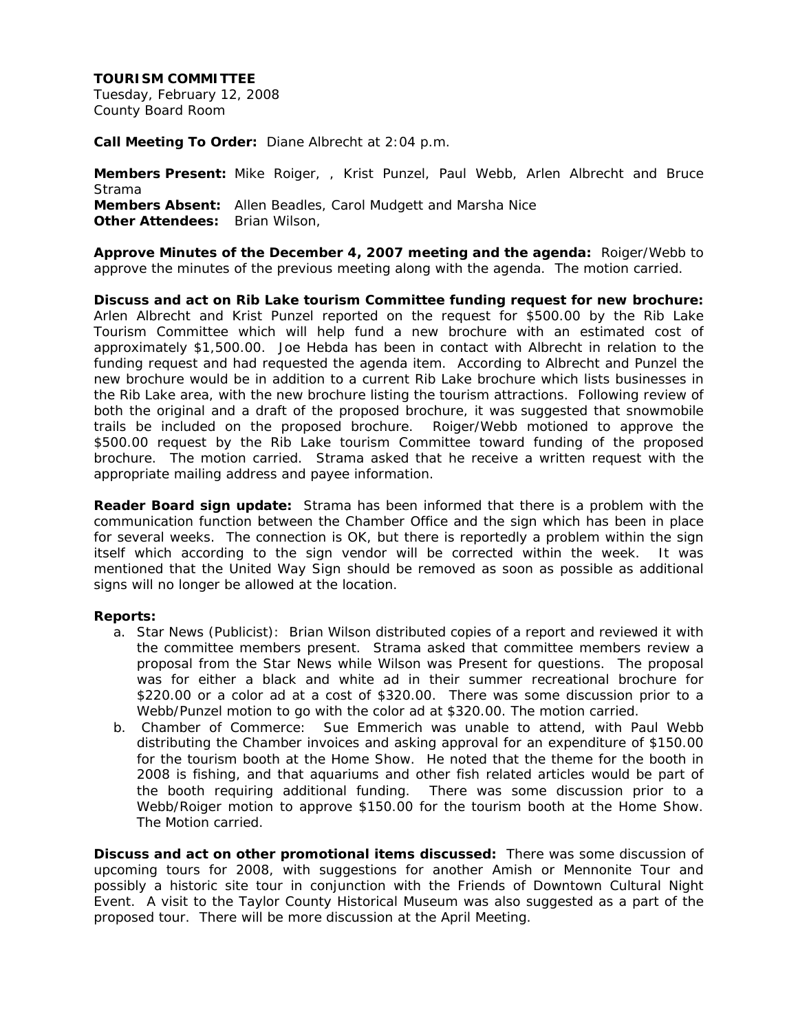**TOURISM COMMITTEE**
Tuesday, February 12, 2008
County Board Room

**Call Meeting To Order:** Diane Albrecht at 2:04 p.m.

**Members Present:** Mike Roiger, , Krist Punzel, Paul Webb, Arlen Albrecht and Bruce Strama
**Members Absent:** Allen Beadles, Carol Mudgett and Marsha Nice
**Other Attendees:** Brian Wilson,

**Approve Minutes of the December 4, 2007 meeting and the agenda:** Roiger/Webb to approve the minutes of the previous meeting along with the agenda. The motion carried.

**Discuss and act on Rib Lake tourism Committee funding request for new brochure:** Arlen Albrecht and Krist Punzel reported on the request for $500.00 by the Rib Lake Tourism Committee which will help fund a new brochure with an estimated cost of approximately $1,500.00. Joe Hebda has been in contact with Albrecht in relation to the funding request and had requested the agenda item. According to Albrecht and Punzel the new brochure would be in addition to a current Rib Lake brochure which lists businesses in the Rib Lake area, with the new brochure listing the tourism attractions. Following review of both the original and a draft of the proposed brochure, it was suggested that snowmobile trails be included on the proposed brochure. Roiger/Webb motioned to approve the $500.00 request by the Rib Lake tourism Committee toward funding of the proposed brochure. The motion carried. Strama asked that he receive a written request with the appropriate mailing address and payee information.

**Reader Board sign update:** Strama has been informed that there is a problem with the communication function between the Chamber Office and the sign which has been in place for several weeks. The connection is OK, but there is reportedly a problem within the sign itself which according to the sign vendor will be corrected within the week. It was mentioned that the United Way Sign should be removed as soon as possible as additional signs will no longer be allowed at the location.

**Reports:**

a. Star News (Publicist): Brian Wilson distributed copies of a report and reviewed it with the committee members present. Strama asked that committee members review a proposal from the Star News while Wilson was Present for questions. The proposal was for either a black and white ad in their summer recreational brochure for $220.00 or a color ad at a cost of $320.00. There was some discussion prior to a Webb/Punzel motion to go with the color ad at $320.00. The motion carried.
b. Chamber of Commerce: Sue Emmerich was unable to attend, with Paul Webb distributing the Chamber invoices and asking approval for an expenditure of $150.00 for the tourism booth at the Home Show. He noted that the theme for the booth in 2008 is fishing, and that aquariums and other fish related articles would be part of the booth requiring additional funding. There was some discussion prior to a Webb/Roiger motion to approve $150.00 for the tourism booth at the Home Show. The Motion carried.

**Discuss and act on other promotional items discussed:** There was some discussion of upcoming tours for 2008, with suggestions for another Amish or Mennonite Tour and possibly a historic site tour in conjunction with the Friends of Downtown Cultural Night Event. A visit to the Taylor County Historical Museum was also suggested as a part of the proposed tour. There will be more discussion at the April Meeting.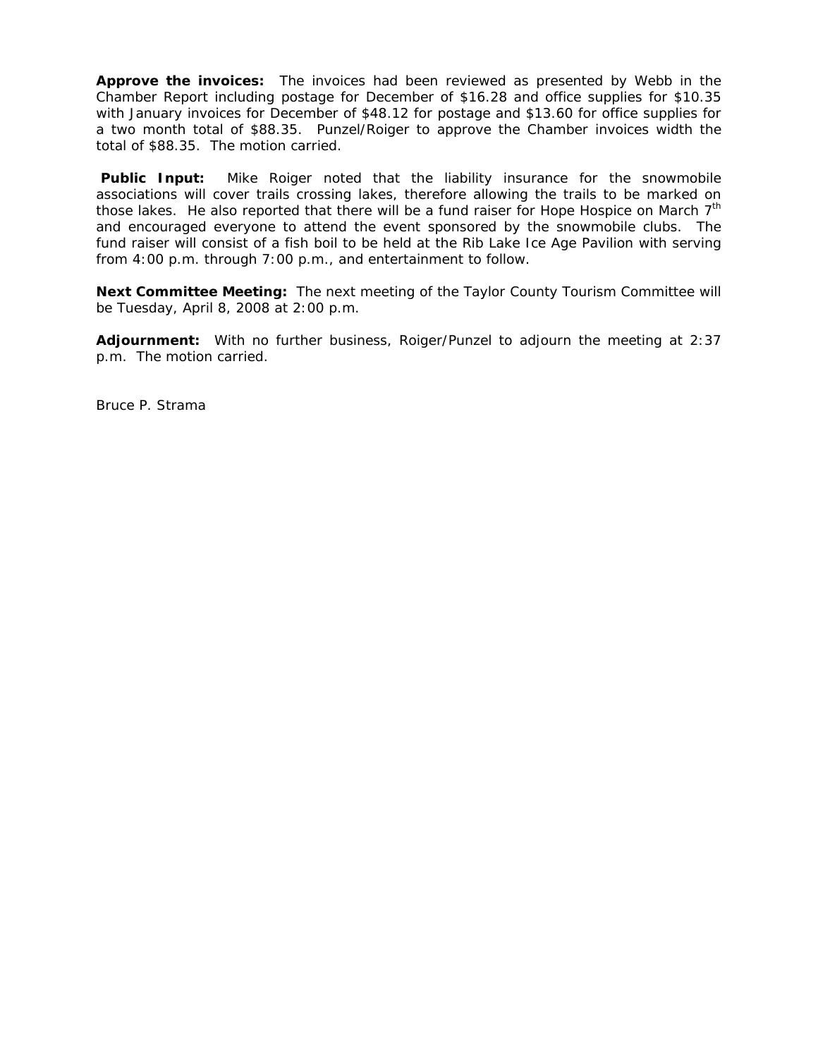**Approve the invoices:** The invoices had been reviewed as presented by Webb in the Chamber Report including postage for December of $16.28 and office supplies for $10.35 with January invoices for December of $48.12 for postage and $13.60 for office supplies for a two month total of $88.35. Punzel/Roiger to approve the Chamber invoices width the total of $88.35. The motion carried.

**Public Input:** Mike Roiger noted that the liability insurance for the snowmobile associations will cover trails crossing lakes, therefore allowing the trails to be marked on those lakes. He also reported that there will be a fund raiser for Hope Hospice on March 7th and encouraged everyone to attend the event sponsored by the snowmobile clubs. The fund raiser will consist of a fish boil to be held at the Rib Lake Ice Age Pavilion with serving from 4:00 p.m. through 7:00 p.m., and entertainment to follow.

**Next Committee Meeting:** The next meeting of the Taylor County Tourism Committee will be Tuesday, April 8, 2008 at 2:00 p.m.

**Adjournment:** With no further business, Roiger/Punzel to adjourn the meeting at 2:37 p.m. The motion carried.

Bruce P. Strama